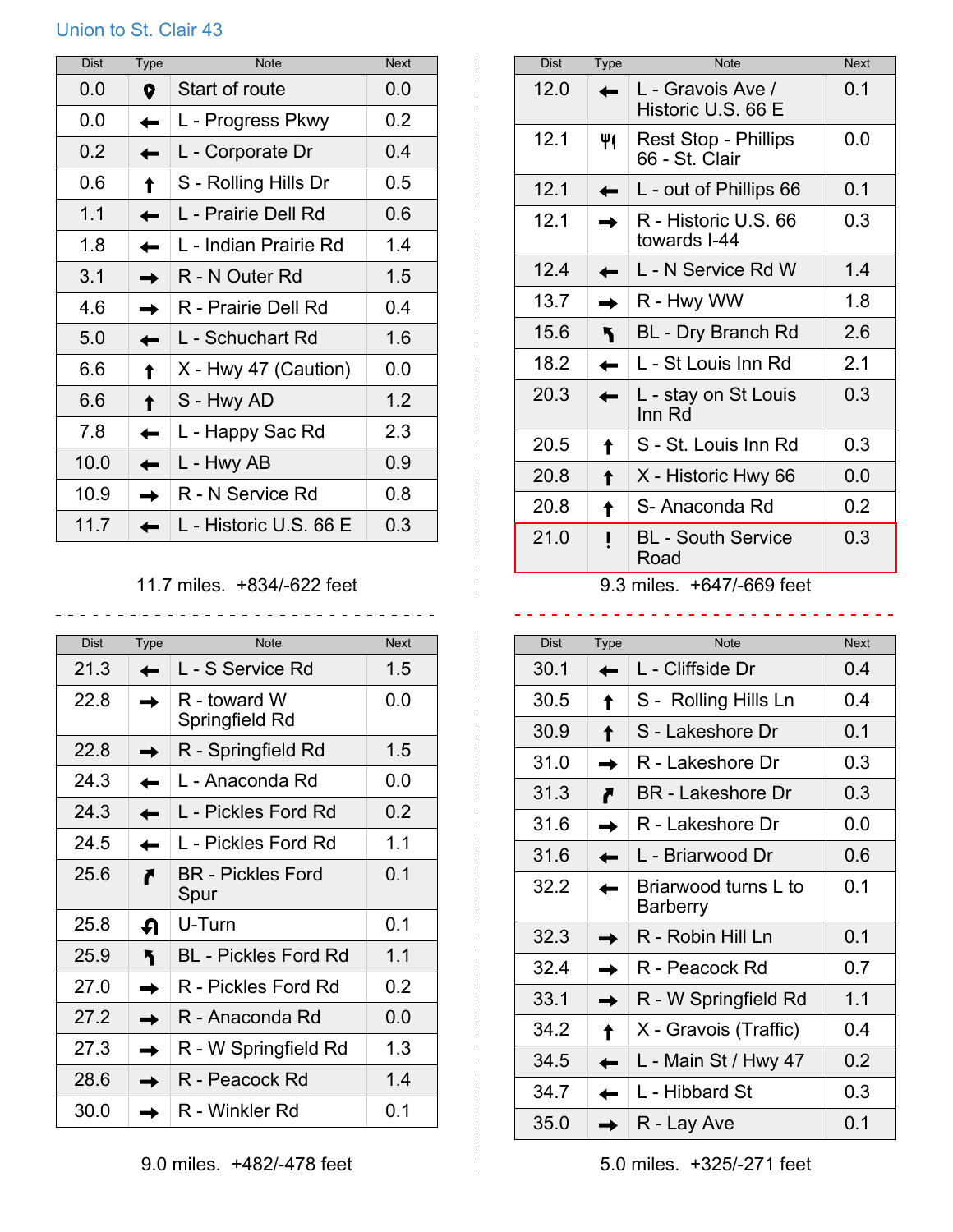# Union to St. Clair 43

| Dist | Type | Note | Next |
|---|---|---|---|
| 0.0 | | Start of route | 0.0 |
| 0.0 | ← | L - Progress Pkwy | 0.2 |
| 0.2 | ← | L - Corporate Dr | 0.4 |
| 0.6 | ↑ | S - Rolling Hills Dr | 0.5 |
| 1.1 | ← | L - Prairie Dell Rd | 0.6 |
| 1.8 | ← | L - Indian Prairie Rd | 1.4 |
| 3.1 | → | R - N Outer Rd | 1.5 |
| 4.6 | → | R - Prairie Dell Rd | 0.4 |
| 5.0 | ← | L - Schuchart Rd | 1.6 |
| 6.6 | ↑ | X - Hwy 47 (Caution) | 0.0 |
| 6.6 | ↑ | S - Hwy AD | 1.2 |
| 7.8 | ← | L - Happy Sac Rd | 2.3 |
| 10.0 | ← | L - Hwy AB | 0.9 |
| 10.9 | → | R - N Service Rd | 0.8 |
| 11.7 | ← | L - Historic U.S. 66 E | 0.3 |

11.7 miles. +834/-622 feet

| Dist | Type | Note | Next |
|---|---|---|---|
| 12.0 | ← | L - Gravois Ave / Historic U.S. 66 E | 0.1 |
| 12.1 | | Rest Stop - Phillips 66 - St. Clair | 0.0 |
| 12.1 | ← | L - out of Phillips 66 | 0.1 |
| 12.1 | → | R - Historic U.S. 66 towards I-44 | 0.3 |
| 12.4 | ← | L - N Service Rd W | 1.4 |
| 13.7 | → | R - Hwy WW | 1.8 |
| 15.6 | ↰ | BL - Dry Branch Rd | 2.6 |
| 18.2 | ← | L - St Louis Inn Rd | 2.1 |
| 20.3 | ← | L - stay on St Louis Inn Rd | 0.3 |
| 20.5 | ↑ | S - St. Louis Inn Rd | 0.3 |
| 20.8 | ↑ | X - Historic Hwy 66 | 0.0 |
| 20.8 | ↑ | S- Anaconda Rd | 0.2 |
| 21.0 | ! | BL - South Service Road | 0.3 |

9.3 miles. +647/-669 feet

| Dist | Type | Note | Next |
|---|---|---|---|
| 21.3 | ← | L - S Service Rd | 1.5 |
| 22.8 | → | R - toward W Springfield Rd | 0.0 |
| 22.8 | → | R - Springfield Rd | 1.5 |
| 24.3 | ← | L - Anaconda Rd | 0.0 |
| 24.3 | ← | L - Pickles Ford Rd | 0.2 |
| 24.5 | ← | L - Pickles Ford Rd | 1.1 |
| 25.6 | ↱ | BR - Pickles Ford Spur | 0.1 |
| 25.8 | ↶ | U-Turn | 0.1 |
| 25.9 | ↰ | BL - Pickles Ford Rd | 1.1 |
| 27.0 | → | R - Pickles Ford Rd | 0.2 |
| 27.2 | → | R - Anaconda Rd | 0.0 |
| 27.3 | → | R - W Springfield Rd | 1.3 |
| 28.6 | → | R - Peacock Rd | 1.4 |
| 30.0 | → | R - Winkler Rd | 0.1 |

9.0 miles. +482/-478 feet

| Dist | Type | Note | Next |
|---|---|---|---|
| 30.1 | ← | L - Cliffside Dr | 0.4 |
| 30.5 | ↑ | S - Rolling Hills Ln | 0.4 |
| 30.9 | ↑ | S - Lakeshore Dr | 0.1 |
| 31.0 | → | R - Lakeshore Dr | 0.3 |
| 31.3 | ↱ | BR - Lakeshore Dr | 0.3 |
| 31.6 | → | R - Lakeshore Dr | 0.0 |
| 31.6 | ← | L - Briarwood Dr | 0.6 |
| 32.2 | ← | Briarwood turns L to Barberry | 0.1 |
| 32.3 | → | R - Robin Hill Ln | 0.1 |
| 32.4 | → | R - Peacock Rd | 0.7 |
| 33.1 | → | R - W Springfield Rd | 1.1 |
| 34.2 | ↑ | X - Gravois (Traffic) | 0.4 |
| 34.5 | ← | L - Main St / Hwy 47 | 0.2 |
| 34.7 | ← | L - Hibbard St | 0.3 |
| 35.0 | → | R - Lay Ave | 0.1 |

5.0 miles. +325/-271 feet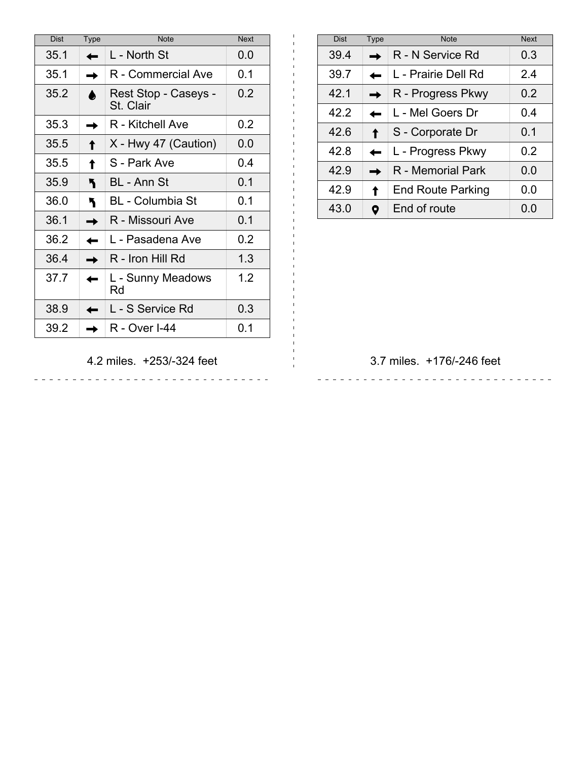| Dist | Type | Note | Next |
|---|---|---|---|
| 35.1 | ← | L - North St | 0.0 |
| 35.1 | → | R - Commercial Ave | 0.1 |
| 35.2 | 💧 | Rest Stop - Caseys - St. Clair | 0.2 |
| 35.3 | → | R - Kitchell Ave | 0.2 |
| 35.5 | ↑ | X - Hwy 47 (Caution) | 0.0 |
| 35.5 | ↑ | S - Park Ave | 0.4 |
| 35.9 | ↰ | BL - Ann St | 0.1 |
| 36.0 | ↰ | BL - Columbia St | 0.1 |
| 36.1 | → | R - Missouri Ave | 0.1 |
| 36.2 | ← | L - Pasadena Ave | 0.2 |
| 36.4 | → | R - Iron Hill Rd | 1.3 |
| 37.7 | ← | L - Sunny Meadows Rd | 1.2 |
| 38.9 | ← | L - S Service Rd | 0.3 |
| 39.2 | → | R - Over I-44 | 0.1 |

4.2 miles.  +253/-324 feet

| Dist | Type | Note | Next |
|---|---|---|---|
| 39.4 | → | R - N Service Rd | 0.3 |
| 39.7 | ← | L - Prairie Dell Rd | 2.4 |
| 42.1 | → | R - Progress Pkwy | 0.2 |
| 42.2 | ← | L - Mel Goers Dr | 0.4 |
| 42.6 | ↑ | S - Corporate Dr | 0.1 |
| 42.8 | ← | L - Progress Pkwy | 0.2 |
| 42.9 | → | R - Memorial Park | 0.0 |
| 42.9 | ↑ | End Route Parking | 0.0 |
| 43.0 | 📍 | End of route | 0.0 |

3.7 miles.  +176/-246 feet